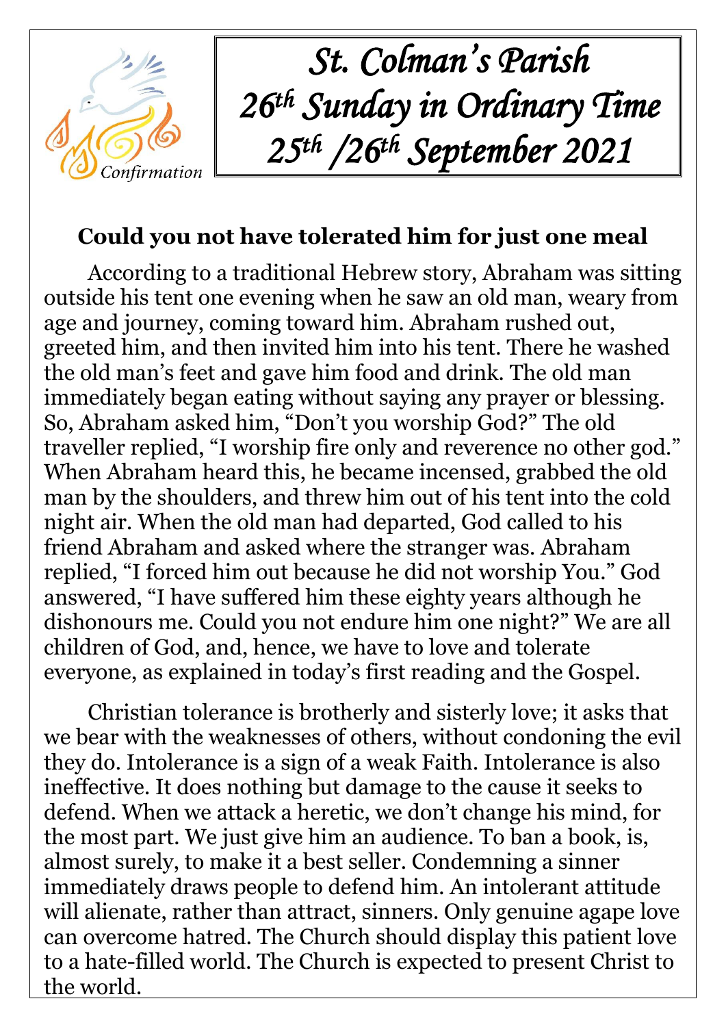# *St. Colman's Parish*
# *26th Sunday in Ordinary Time*
# *25th /26th September 2021*

Confirmation

## Could you not have tolerated him for just one meal

According to a traditional Hebrew story, Abraham was sitting outside his tent one evening when he saw an old man, weary from age and journey, coming toward him. Abraham rushed out, greeted him, and then invited him into his tent. There he washed the old man's feet and gave him food and drink. The old man immediately began eating without saying any prayer or blessing. So, Abraham asked him, "Don't you worship God?" The old traveller replied, "I worship fire only and reverence no other god." When Abraham heard this, he became incensed, grabbed the old man by the shoulders, and threw him out of his tent into the cold night air. When the old man had departed, God called to his friend Abraham and asked where the stranger was. Abraham replied, "I forced him out because he did not worship You." God answered, "I have suffered him these eighty years although he dishonours me. Could you not endure him one night?" We are all children of God, and, hence, we have to love and tolerate everyone, as explained in today's first reading and the Gospel.

Christian tolerance is brotherly and sisterly love; it asks that we bear with the weaknesses of others, without condoning the evil they do. Intolerance is a sign of a weak Faith. Intolerance is also ineffective. It does nothing but damage to the cause it seeks to defend. When we attack a heretic, we don't change his mind, for the most part. We just give him an audience. To ban a book, is, almost surely, to make it a best seller. Condemning a sinner immediately draws people to defend him. An intolerant attitude will alienate, rather than attract, sinners. Only genuine agape love can overcome hatred. The Church should display this patient love to a hate-filled world. The Church is expected to present Christ to the world.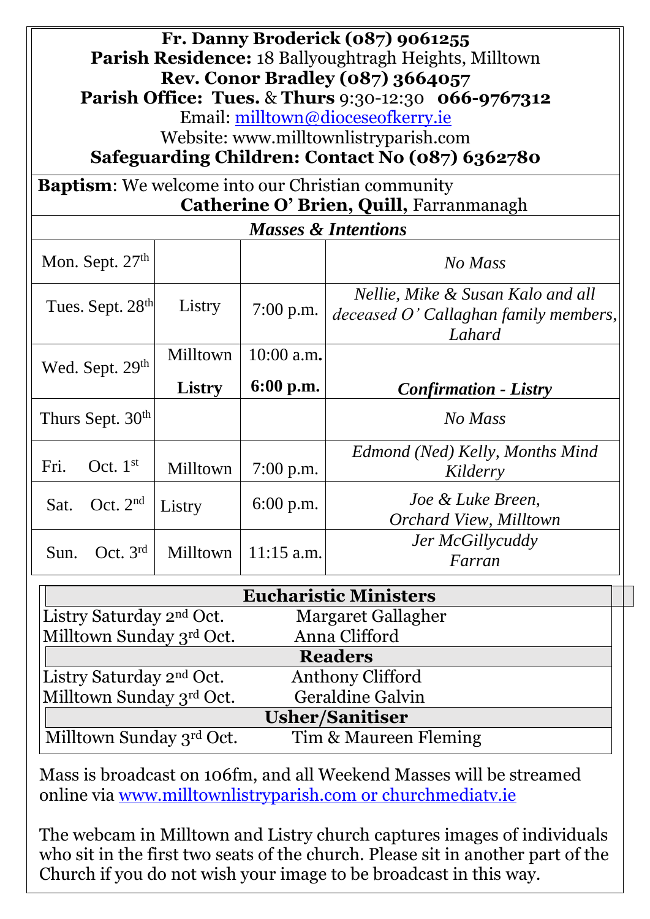**Fr. Danny Broderick (087) 9061255**
**Parish Residence:** 18 Ballyoughtragh Heights, Milltown
**Rev. Conor Bradley (087) 3664057**
**Parish Office: Tues.** & **Thurs** 9:30-12:30 **066-9767312**
Email: milltown@dioceseofkerry.ie
Website: www.milltownlistryparish.com
**Safeguarding Children: Contact No (087) 6362780**

**Baptism**: We welcome into our Christian community
**Catherine O' Brien, Quill,** Farranmanagh

***Masses & Intentions***

| Day | Church | Time | Intention |
|---|---|---|---|
| Mon. Sept. 27th | | | *No Mass* |
| Tues. Sept. 28th | Listry | 7:00 p.m. | *Nellie, Mike & Susan Kalo and all deceased O' Callaghan family members, Lahard* |
| Wed. Sept. 29th | Milltown<br>**Listry** | 10:00 a.m.<br>**6:00 p.m.** | <br>***Confirmation - Listry*** |
| Thurs Sept. 30th | | | *No Mass* |
| Fri. Oct. 1st | Milltown | 7:00 p.m. | *Edmond (Ned) Kelly, Months Mind Kilderry* |
| Sat. Oct. 2nd | Listry | 6:00 p.m. | *Joe & Luke Breen, Orchard View, Milltown* |
| Sun. Oct. 3rd | Milltown | 11:15 a.m. | *Jer McGillycuddy Farran* |

| **Eucharistic Ministers** | |
|---|---|
| Listry Saturday 2nd Oct. | Margaret Gallagher |
| Milltown Sunday 3rd Oct. | Anna Clifford |
| **Readers** | |
| Listry Saturday 2nd Oct. | Anthony Clifford |
| Milltown Sunday 3rd Oct. | Geraldine Galvin |
| **Usher/Sanitiser** | |
| Milltown Sunday 3rd Oct. | Tim & Maureen Fleming |

Mass is broadcast on 106fm, and all Weekend Masses will be streamed online via www.milltownlistryparish.com or churchmediatv.ie

The webcam in Milltown and Listry church captures images of individuals who sit in the first two seats of the church. Please sit in another part of the Church if you do not wish your image to be broadcast in this way.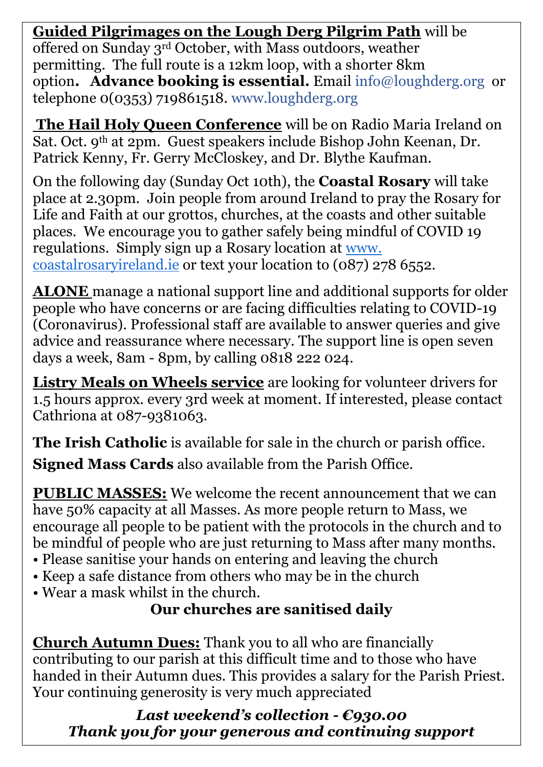**Guided Pilgrimages on the Lough Derg Pilgrim Path** will be offered on Sunday 3rd October, with Mass outdoors, weather permitting. The full route is a 12km loop, with a shorter 8km option**. Advance booking is essential.** Email info@loughderg.org or telephone 0(0353) 719861518. www.loughderg.org

**The Hail Holy Queen Conference** will be on Radio Maria Ireland on Sat. Oct. 9th at 2pm. Guest speakers include Bishop John Keenan, Dr. Patrick Kenny, Fr. Gerry McCloskey, and Dr. Blythe Kaufman.

On the following day (Sunday Oct 10th), the **Coastal Rosary** will take place at 2.30pm. Join people from around Ireland to pray the Rosary for Life and Faith at our grottos, churches, at the coasts and other suitable places. We encourage you to gather safely being mindful of COVID 19 regulations. Simply sign up a Rosary location at www.coastalrosaryireland.ie or text your location to (087) 278 6552.

**ALONE** manage a national support line and additional supports for older people who have concerns or are facing difficulties relating to COVID-19 (Coronavirus). Professional staff are available to answer queries and give advice and reassurance where necessary. The support line is open seven days a week, 8am - 8pm, by calling 0818 222 024.

**Listry Meals on Wheels service** are looking for volunteer drivers for 1.5 hours approx. every 3rd week at moment. If interested, please contact Cathriona at 087-9381063.

**The Irish Catholic** is available for sale in the church or parish office.

**Signed Mass Cards** also available from the Parish Office.

**PUBLIC MASSES:** We welcome the recent announcement that we can have 50% capacity at all Masses. As more people return to Mass, we encourage all people to be patient with the protocols in the church and to be mindful of people who are just returning to Mass after many months.

- Please sanitise your hands on entering and leaving the church
- Keep a safe distance from others who may be in the church
- Wear a mask whilst in the church.

**Our churches are sanitised daily**

**Church Autumn Dues:** Thank you to all who are financially contributing to our parish at this difficult time and to those who have handed in their Autumn dues. This provides a salary for the Parish Priest. Your continuing generosity is very much appreciated

***Last weekend's collection - €930.00***
***Thank you for your generous and continuing support***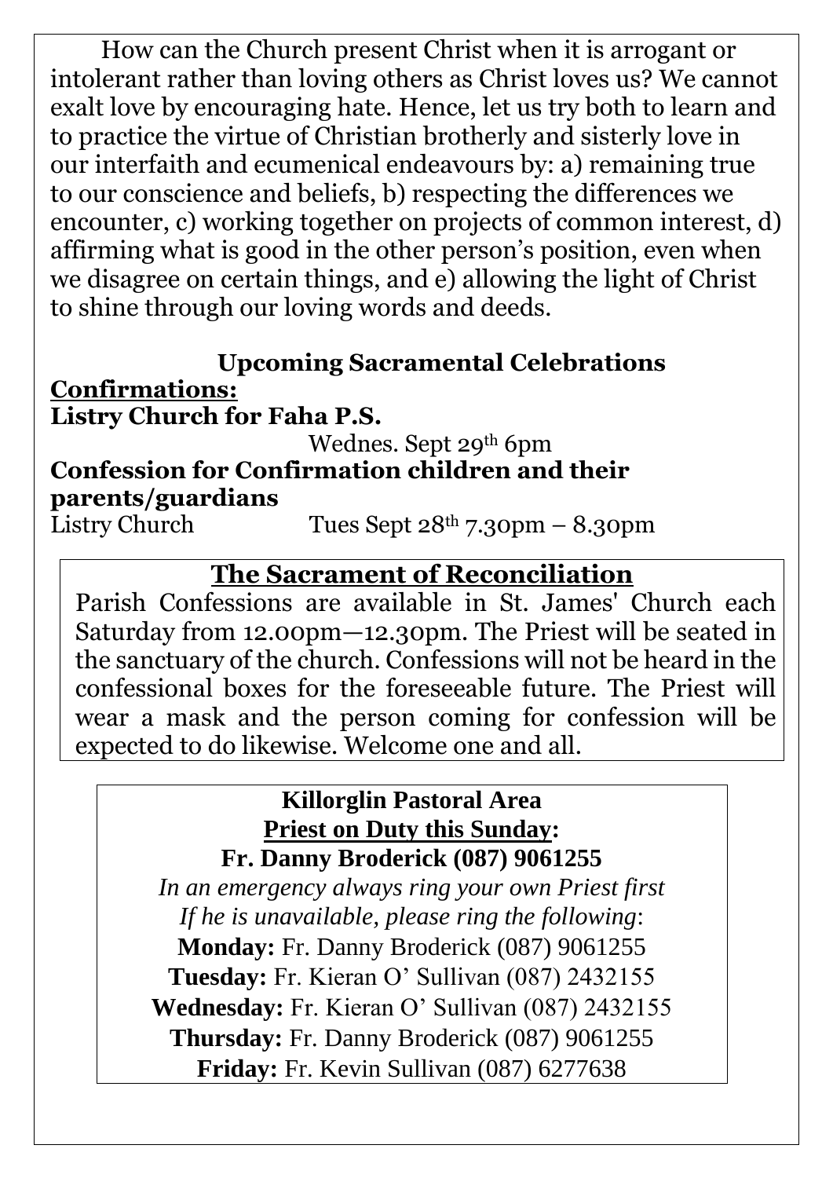How can the Church present Christ when it is arrogant or intolerant rather than loving others as Christ loves us? We cannot exalt love by encouraging hate. Hence, let us try both to learn and to practice the virtue of Christian brotherly and sisterly love in our interfaith and ecumenical endeavours by: a) remaining true to our conscience and beliefs, b) respecting the differences we encounter, c) working together on projects of common interest, d) affirming what is good in the other person's position, even when we disagree on certain things, and e) allowing the light of Christ to shine through our loving words and deeds.

## Upcoming Sacramental Celebrations

**Confirmations:**

**Listry Church for Faha P.S.**

Wednes. Sept 29th 6pm

**Confession for Confirmation children and their parents/guardians**

Listry Church Tues Sept 28th 7.30pm – 8.30pm

## The Sacrament of Reconciliation

Parish Confessions are available in St. James' Church each Saturday from 12.00pm—12.30pm. The Priest will be seated in the sanctuary of the church. Confessions will not be heard in the confessional boxes for the foreseeable future. The Priest will wear a mask and the person coming for confession will be expected to do likewise. Welcome one and all.

**Killorglin Pastoral Area**

**Priest on Duty this Sunday:**

**Fr. Danny Broderick (087) 9061255**

*In an emergency always ring your own Priest first*
*If he is unavailable, please ring the following*:

**Monday:** Fr. Danny Broderick (087) 9061255

**Tuesday:** Fr. Kieran O' Sullivan (087) 2432155

**Wednesday:** Fr. Kieran O' Sullivan (087) 2432155

**Thursday:** Fr. Danny Broderick (087) 9061255

**Friday:** Fr. Kevin Sullivan (087) 6277638